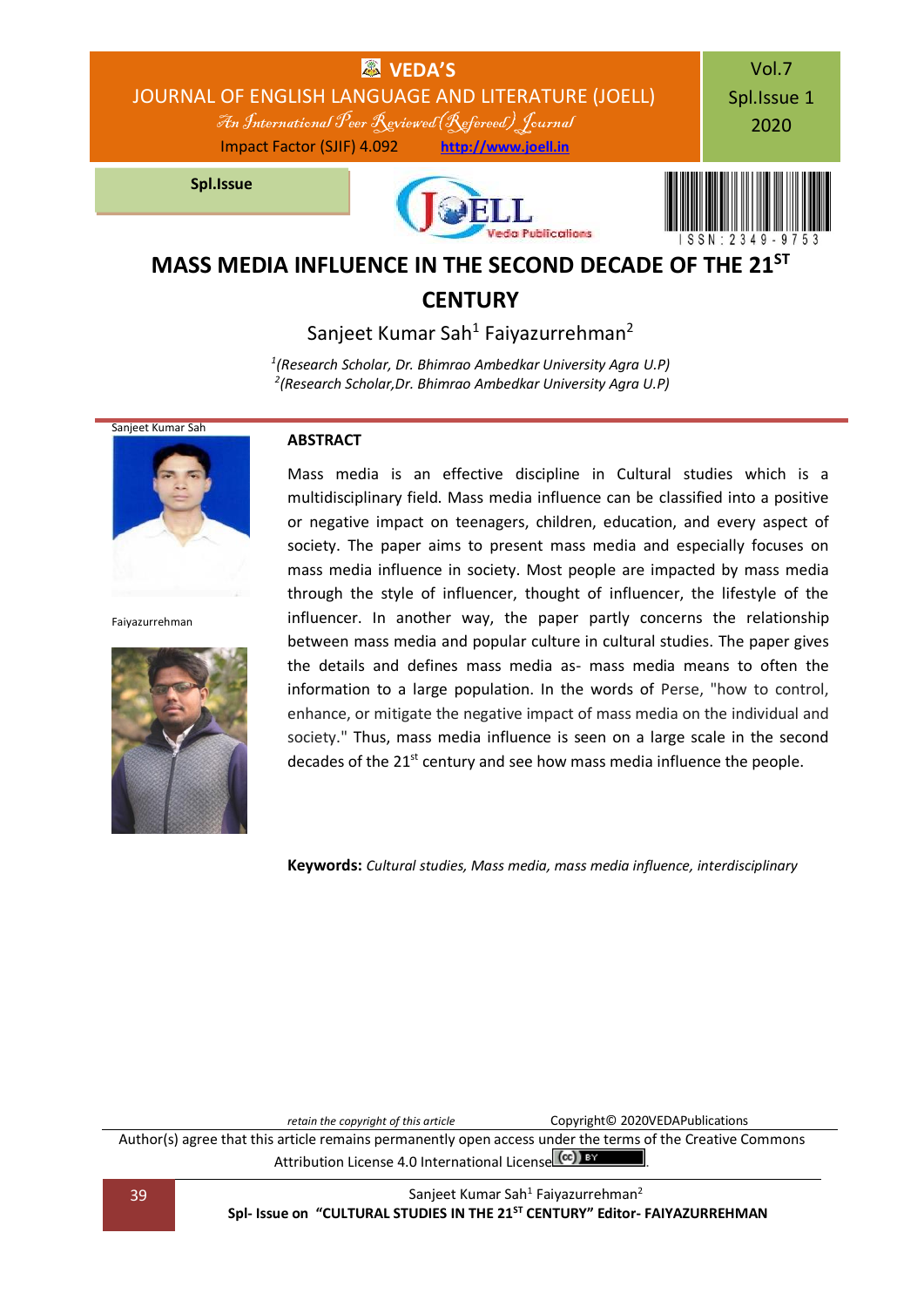# MASS MEDIA INFLUENCE IN THE SECOND DECADE OF THE 21ST CENTURY

Sanjeet Kumar Sah[1] Faiyazurrehman[2]

*[1](Research Scholar, Dr. Bhimrao Ambedkar University Agra U.P)*
*[2](Research Scholar,Dr. Bhimrao Ambedkar University Agra U.P)*

Sanjeet Kumar Sah

Faiyazurrehman

## ABSTRACT

Mass media is an effective discipline in Cultural studies which is a multidisciplinary field. Mass media influence can be classified into a positive or negative impact on teenagers, children, education, and every aspect of society. The paper aims to present mass media and especially focuses on mass media influence in society. Most people are impacted by mass media through the style of influencer, thought of influencer, the lifestyle of the influencer. In another way, the paper partly concerns the relationship between mass media and popular culture in cultural studies. The paper gives the details and defines mass media as- mass media means to often the information to a large population. In the words of Perse, "how to control, enhance, or mitigate the negative impact of mass media on the individual and society." Thus, mass media influence is seen on a large scale in the second decades of the 21st century and see how mass media influence the people.

**Keywords:** *Cultural studies, Mass media, mass media influence, interdisciplinary*

*retain the copyright of this article* Copyright© 2020VEDAPublications

Author(s) agree that this article remains permanently open access under the terms of the Creative Commons Attribution License 4.0 International License.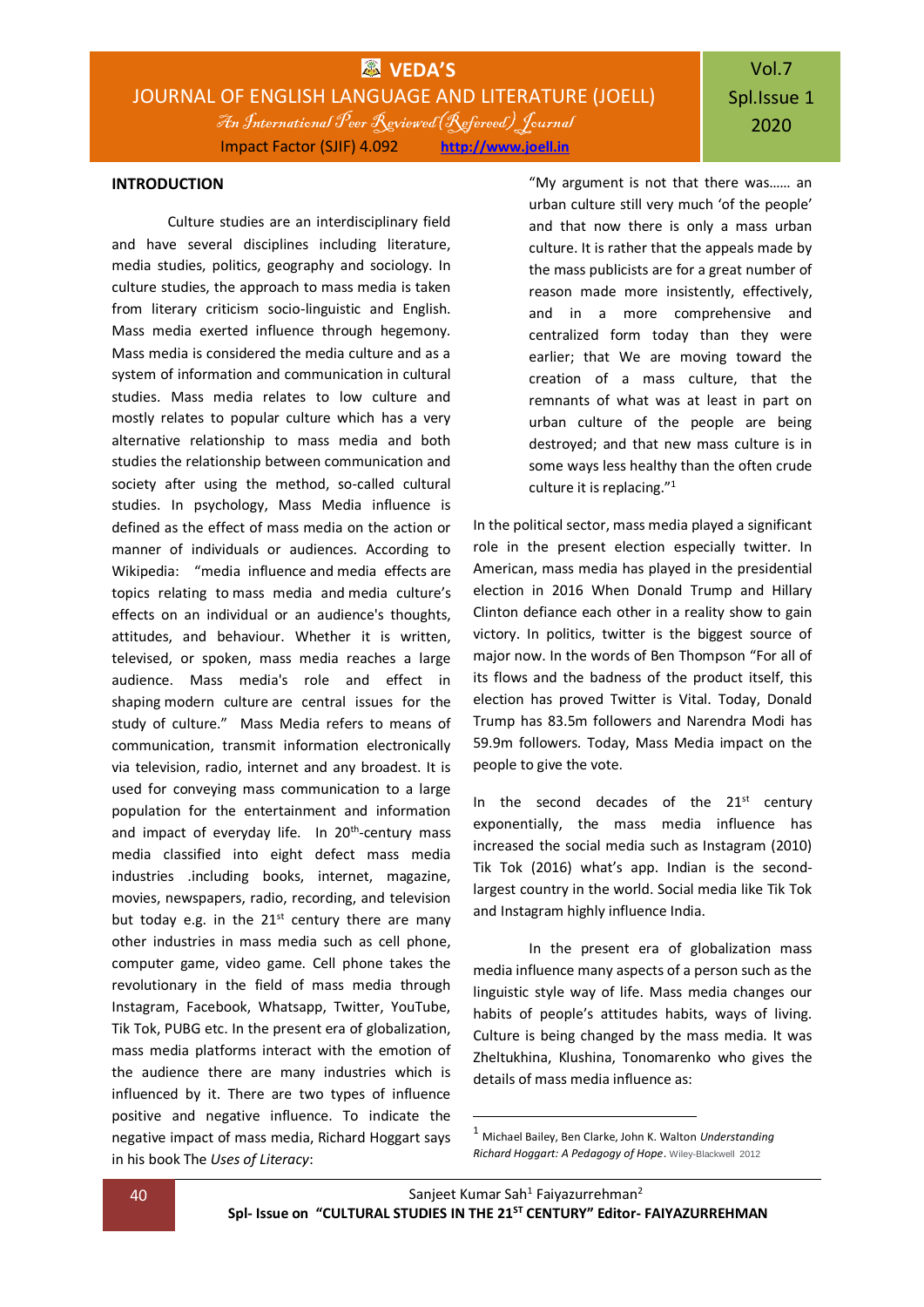## INTRODUCTION

Culture studies are an interdisciplinary field and have several disciplines including literature, media studies, politics, geography and sociology. In culture studies, the approach to mass media is taken from literary criticism socio-linguistic and English. Mass media exerted influence through hegemony. Mass media is considered the media culture and as a system of information and communication in cultural studies. Mass media relates to low culture and mostly relates to popular culture which has a very alternative relationship to mass media and both studies the relationship between communication and society after using the method, so-called cultural studies. In psychology, Mass Media influence is defined as the effect of mass media on the action or manner of individuals or audiences. According to Wikipedia: "media influence and media effects are topics relating to mass media and media culture's effects on an individual or an audience's thoughts, attitudes, and behaviour. Whether it is written, televised, or spoken, mass media reaches a large audience. Mass media's role and effect in shaping modern culture are central issues for the study of culture." Mass Media refers to means of communication, transmit information electronically via television, radio, internet and any broadest. It is used for conveying mass communication to a large population for the entertainment and information and impact of everyday life. In 20th-century mass media classified into eight defect mass media industries .including books, internet, magazine, movies, newspapers, radio, recording, and television but today e.g. in the 21st century there are many other industries in mass media such as cell phone, computer game, video game. Cell phone takes the revolutionary in the field of mass media through Instagram, Facebook, Whatsapp, Twitter, YouTube, Tik Tok, PUBG etc. In the present era of globalization, mass media platforms interact with the emotion of the audience there are many industries which is influenced by it. There are two types of influence positive and negative influence. To indicate the negative impact of mass media, Richard Hoggart says in his book The *Uses of Literacy*:

> "My argument is not that there was…… an urban culture still very much 'of the people' and that now there is only a mass urban culture. It is rather that the appeals made by the mass publicists are for a great number of reason made more insistently, effectively, and in a more comprehensive and centralized form today than they were earlier; that We are moving toward the creation of a mass culture, that the remnants of what was at least in part on urban culture of the people are being destroyed; and that new mass culture is in some ways less healthy than the often crude culture it is replacing."[1]

In the political sector, mass media played a significant role in the present election especially twitter. In American, mass media has played in the presidential election in 2016 When Donald Trump and Hillary Clinton defiance each other in a reality show to gain victory. In politics, twitter is the biggest source of major now. In the words of Ben Thompson "For all of its flows and the badness of the product itself, this election has proved Twitter is Vital. Today, Donald Trump has 83.5m followers and Narendra Modi has 59.9m followers. Today, Mass Media impact on the people to give the vote.

In the second decades of the 21st century exponentially, the mass media influence has increased the social media such as Instagram (2010) Tik Tok (2016) what's app. Indian is the second-largest country in the world. Social media like Tik Tok and Instagram highly influence India.

In the present era of globalization mass media influence many aspects of a person such as the linguistic style way of life. Mass media changes our habits of people's attitudes habits, ways of living. Culture is being changed by the mass media. It was Zheltukhina, Klushina, Tonomarenko who gives the details of mass media influence as:

---

[1] Michael Bailey, Ben Clarke, John K. Walton *Understanding Richard Hoggart: A Pedagogy of Hope*. Wiley-Blackwell 2012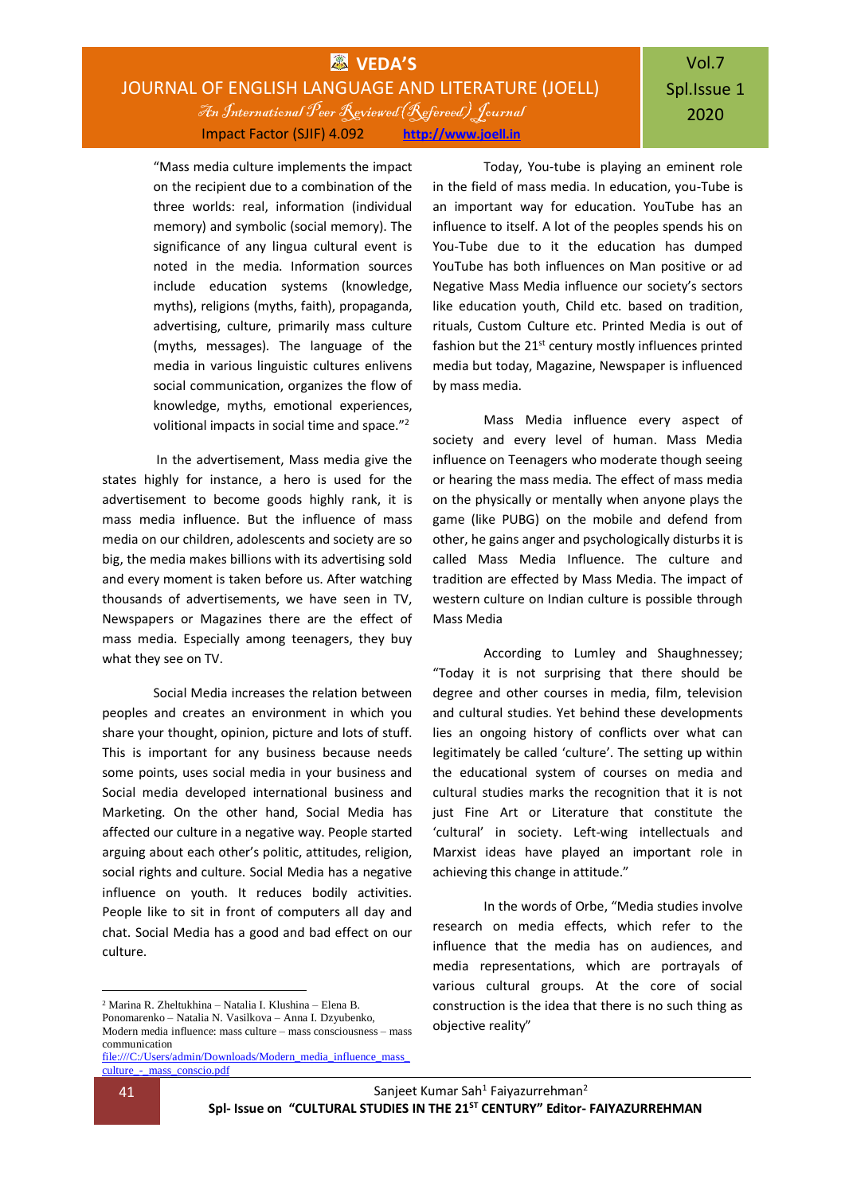"Mass media culture implements the impact on the recipient due to a combination of the three worlds: real, information (individual memory) and symbolic (social memory). The significance of any lingua cultural event is noted in the media. Information sources include education systems (knowledge, myths), religions (myths, faith), propaganda, advertising, culture, primarily mass culture (myths, messages). The language of the media in various linguistic cultures enlivens social communication, organizes the flow of knowledge, myths, emotional experiences, volitional impacts in social time and space."[2]

In the advertisement, Mass media give the states highly for instance, a hero is used for the advertisement to become goods highly rank, it is mass media influence. But the influence of mass media on our children, adolescents and society are so big, the media makes billions with its advertising sold and every moment is taken before us. After watching thousands of advertisements, we have seen in TV, Newspapers or Magazines there are the effect of mass media. Especially among teenagers, they buy what they see on TV.

Social Media increases the relation between peoples and creates an environment in which you share your thought, opinion, picture and lots of stuff. This is important for any business because needs some points, uses social media in your business and Social media developed international business and Marketing. On the other hand, Social Media has affected our culture in a negative way. People started arguing about each other's politic, attitudes, religion, social rights and culture. Social Media has a negative influence on youth. It reduces bodily activities. People like to sit in front of computers all day and chat. Social Media has a good and bad effect on our culture.

Today, You-tube is playing an eminent role in the field of mass media. In education, you-Tube is an important way for education. YouTube has an influence to itself. A lot of the peoples spends his on You-Tube due to it the education has dumped YouTube has both influences on Man positive or ad Negative Mass Media influence our society's sectors like education youth, Child etc. based on tradition, rituals, Custom Culture etc. Printed Media is out of fashion but the 21st century mostly influences printed media but today, Magazine, Newspaper is influenced by mass media.

Mass Media influence every aspect of society and every level of human. Mass Media influence on Teenagers who moderate though seeing or hearing the mass media. The effect of mass media on the physically or mentally when anyone plays the game (like PUBG) on the mobile and defend from other, he gains anger and psychologically disturbs it is called Mass Media Influence. The culture and tradition are effected by Mass Media. The impact of western culture on Indian culture is possible through Mass Media

According to Lumley and Shaughnessey; "Today it is not surprising that there should be degree and other courses in media, film, television and cultural studies. Yet behind these developments lies an ongoing history of conflicts over what can legitimately be called 'culture'. The setting up within the educational system of courses on media and cultural studies marks the recognition that it is not just Fine Art or Literature that constitute the 'cultural' in society. Left-wing intellectuals and Marxist ideas have played an important role in achieving this change in attitude."

In the words of Orbe, "Media studies involve research on media effects, which refer to the influence that the media has on audiences, and media representations, which are portrayals of various cultural groups. At the core of social construction is the idea that there is no such thing as objective reality"

---

[2] Marina R. Zheltukhina – Natalia I. Klushina – Elena B. Ponomarenko – Natalia N. Vasilkova – Anna I. Dzyubenko, Modern media influence: mass culture – mass consciousness – mass communication file:///C:/Users/admin/Downloads/Modern_media_influence_mass_culture_-_mass_conscio.pdf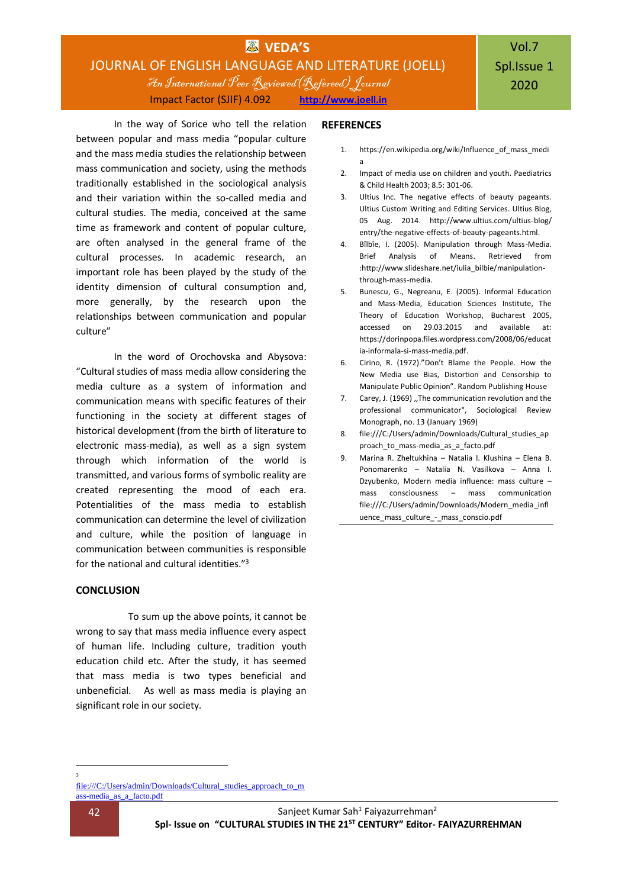In the way of Sorice who tell the relation between popular and mass media "popular culture and the mass media studies the relationship between mass communication and society, using the methods traditionally established in the sociological analysis and their variation within the so-called media and cultural studies. The media, conceived at the same time as framework and content of popular culture, are often analysed in the general frame of the cultural processes. In academic research, an important role has been played by the study of the identity dimension of cultural consumption and, more generally, by the research upon the relationships between communication and popular culture"

In the word of Orochovska and Abysova: "Cultural studies of mass media allow considering the media culture as a system of information and communication means with specific features of their functioning in the society at different stages of historical development (from the birth of literature to electronic mass-media), as well as a sign system through which information of the world is transmitted, and various forms of symbolic reality are created representing the mood of each era. Potentialities of the mass media to establish communication can determine the level of civilization and culture, while the position of language in communication between communities is responsible for the national and cultural identities."[3]

## CONCLUSION

To sum up the above points, it cannot be wrong to say that mass media influence every aspect of human life. Including culture, tradition youth education child etc. After the study, it has seemed that mass media is two types beneficial and unbeneficial. As well as mass media is playing an significant role in our society.

[3] file:///C:/Users/admin/Downloads/Cultural_studies_approach_to_mass-media_as_a_facto.pdf

## REFERENCES

1. https://en.wikipedia.org/wiki/Influence_of_mass_media
2. Impact of media use on children and youth. Paediatrics & Child Health 2003; 8.5: 301-06.
3. Ultius Inc. The negative effects of beauty pageants. Ultius Custom Writing and Editing Services. Ultius Blog, 05 Aug. 2014. http://www.ultius.com/ultius-blog/entry/the-negative-effects-of-beauty-pageants.html.
4. Bîlbîe, I. (2005). Manipulation through Mass-Media. Brief Analysis of Means. Retrieved from :http://www.slideshare.net/iulia_bilbie/manipulation-through-mass-media.
5. Bunescu, G., Negreanu, E. (2005). Informal Education and Mass-Media, Education Sciences Institute, The Theory of Education Workshop, Bucharest 2005, accessed on 29.03.2015 and available at: https://dorinpopa.files.wordpress.com/2008/06/educatia-informala-si-mass-media.pdf.
6. Cirino, R. (1972)."Don't Blame the People. How the New Media use Bias, Distortion and Censorship to Manipulate Public Opinion". Random Publishing House
7. Carey, J. (1969) „The communication revolution and the professional communicator", Sociological Review Monograph, no. 13 (January 1969)
8. file:///C:/Users/admin/Downloads/Cultural_studies_approach_to_mass-media_as_a_facto.pdf
9. Marina R. Zheltukhina – Natalia I. Klushina – Elena B. Ponomarenko – Natalia N. Vasilkova – Anna I. Dzyubenko, Modern media influence: mass culture – mass consciousness – mass communication file:///C:/Users/admin/Downloads/Modern_media_influence_mass_culture_-_mass_conscio.pdf